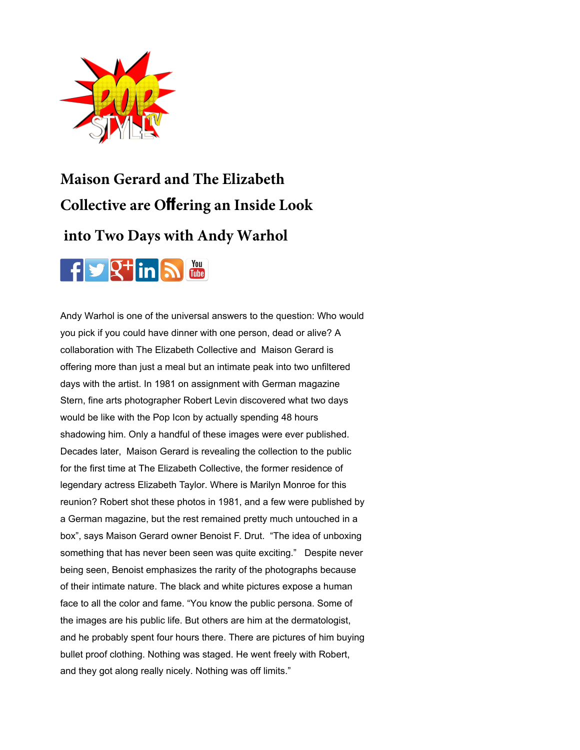# Maison Gerard and The Elizabeth Collective are Offering an Inside Look into Two Days with Andy Warhol

Andy Warhol is one of the universal answers to the question: Who would you pick if you could have dinner with one person, dead or alive? A collaboration with The Elizabeth Collective and  Maison Gerard is offering more than just a meal but an intimate peak into two unfiltered days with the artist. In 1981 on assignment with German magazine Stern, fine arts photographer Robert Levin discovered what two days would be like with the Pop Icon by actually spending 48 hours shadowing him. Only a handful of these images were ever published. Decades later,  Maison Gerard is revealing the collection to the public for the first time at The Elizabeth Collective, the former residence of legendary actress Elizabeth Taylor. Where is Marilyn Monroe for this reunion? Robert shot these photos in 1981, and a few were published by a German magazine, but the rest remained pretty much untouched in a box", says Maison Gerard owner Benoist F. Drut.  "The idea of unboxing something that has never been seen was quite exciting."   Despite never being seen, Benoist emphasizes the rarity of the photographs because of their intimate nature. The black and white pictures expose a human face to all the color and fame. "You know the public persona. Some of the images are his public life. But others are him at the dermatologist, and he probably spent four hours there. There are pictures of him buying bullet proof clothing. Nothing was staged. He went freely with Robert, and they got along really nicely. Nothing was off limits."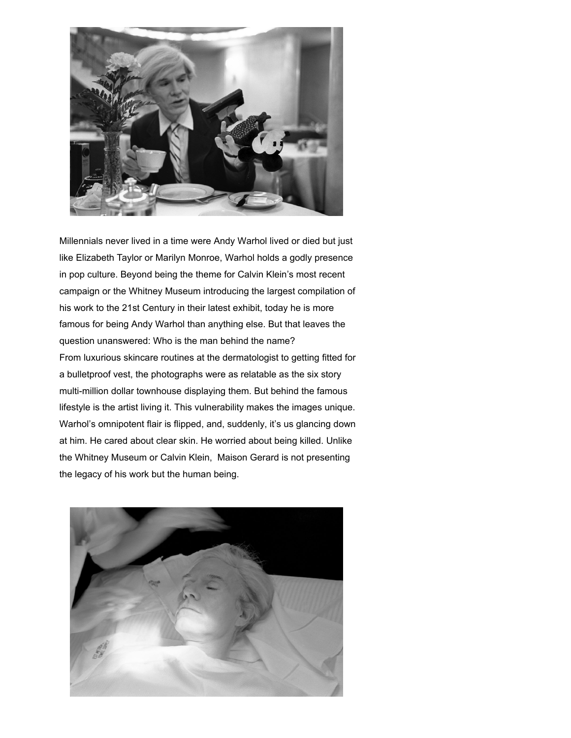Millennials never lived in a time were Andy Warhol lived or died but just like Elizabeth Taylor or Marilyn Monroe, Warhol holds a godly presence in pop culture. Beyond being the theme for Calvin Klein's most recent campaign or the Whitney Museum introducing the largest compilation of his work to the 21st Century in their latest exhibit, today he is more famous for being Andy Warhol than anything else. But that leaves the question unanswered: Who is the man behind the name?
From luxurious skincare routines at the dermatologist to getting fitted for a bulletproof vest, the photographs were as relatable as the six story multi-million dollar townhouse displaying them. But behind the famous lifestyle is the artist living it. This vulnerability makes the images unique. Warhol's omnipotent flair is flipped, and, suddenly, it's us glancing down at him. He cared about clear skin. He worried about being killed. Unlike the Whitney Museum or Calvin Klein, Maison Gerard is not presenting the legacy of his work but the human being.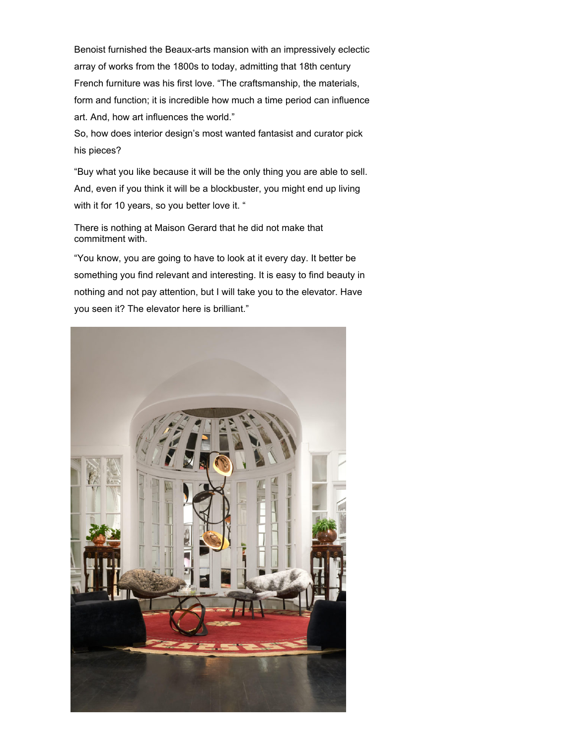Benoist furnished the Beaux-arts mansion with an impressively eclectic array of works from the 1800s to today, admitting that 18th century French furniture was his first love. "The craftsmanship, the materials, form and function; it is incredible how much a time period can influence art. And, how art influences the world."

So, how does interior design's most wanted fantasist and curator pick his pieces?

"Buy what you like because it will be the only thing you are able to sell. And, even if you think it will be a blockbuster, you might end up living with it for 10 years, so you better love it. "

There is nothing at Maison Gerard that he did not make that commitment with.

"You know, you are going to have to look at it every day. It better be something you find relevant and interesting. It is easy to find beauty in nothing and not pay attention, but I will take you to the elevator. Have you seen it? The elevator here is brilliant."